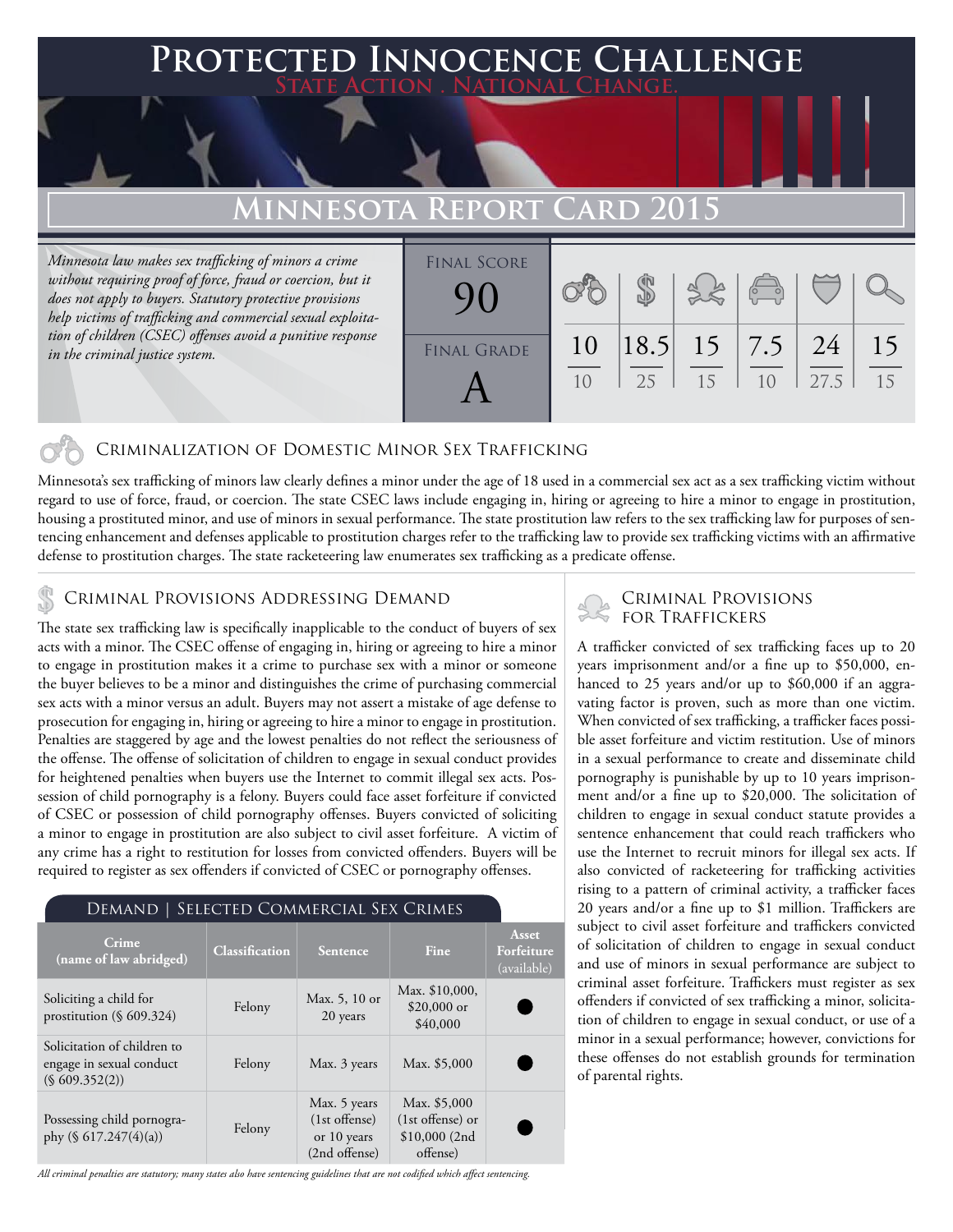# Protected Innocence Challenge

State Action . National Change.

## Minnesota Report Card 2015

*Minnesota law makes sex trafficking of minors a crime without requiring proof of force, fraud or coercion, but it does not apply to buyers. Statutory protective provisions help victims of trafficking and commercial sexual exploitation of children (CSEC) offenses avoid a punitive response in the criminal justice system.*

**Final Score:** 90

**Final Grade:** A

| Criminalization | Demand | Traffickers | Facilitators | Protective Provisions | Criminal Justice Tools |
|---|---|---|---|---|---|
| 10/10 | 18.5/25 | 15/15 | 7.5/10 | 24/27.5 | 15/15 |

### Criminalization of Domestic Minor Sex Trafficking

Minnesota's sex trafficking of minors law clearly defines a minor under the age of 18 used in a commercial sex act as a sex trafficking victim without regard to use of force, fraud, or coercion. The state CSEC laws include engaging in, hiring or agreeing to hire a minor to engage in prostitution, housing a prostituted minor, and use of minors in sexual performance. The state prostitution law refers to the sex trafficking law for purposes of sentencing enhancement and defenses applicable to prostitution charges refer to the trafficking law to provide sex trafficking victims with an affirmative defense to prostitution charges. The state racketeering law enumerates sex trafficking as a predicate offense.

### Criminal Provisions Addressing Demand

The state sex trafficking law is specifically inapplicable to the conduct of buyers of sex acts with a minor. The CSEC offense of engaging in, hiring or agreeing to hire a minor to engage in prostitution makes it a crime to purchase sex with a minor or someone the buyer believes to be a minor and distinguishes the crime of purchasing commercial sex acts with a minor versus an adult. Buyers may not assert a mistake of age defense to prosecution for engaging in, hiring or agreeing to hire a minor to engage in prostitution. Penalties are staggered by age and the lowest penalties do not reflect the seriousness of the offense. The offense of solicitation of children to engage in sexual conduct provides for heightened penalties when buyers use the Internet to commit illegal sex acts. Possession of child pornography is a felony. Buyers could face asset forfeiture if convicted of CSEC or possession of child pornography offenses. Buyers convicted of soliciting a minor to engage in prostitution are also subject to civil asset forfeiture. A victim of any crime has a right to restitution for losses from convicted offenders. Buyers will be required to register as sex offenders if convicted of CSEC or pornography offenses.

**Demand | Selected Commercial Sex Crimes**

| Crime (name of law abridged) | Classification | Sentence | Fine | Asset Forfeiture (available) |
|---|---|---|---|---|
| Soliciting a child for prostitution (§ 609.324) | Felony | Max. 5, 10 or 20 years | Max. $10,000, $20,000 or $40,000 | ● |
| Solicitation of children to engage in sexual conduct (§ 609.352(2)) | Felony | Max. 3 years | Max. $5,000 | ● |
| Possessing child pornography (§ 617.247(4)(a)) | Felony | Max. 5 years (1st offense) or 10 years (2nd offense) | Max. $5,000 (1st offense) or $10,000 (2nd offense) | ● |

*All criminal penalties are statutory; many states also have sentencing guidelines that are not codified which affect sentencing.*

### Criminal Provisions for Traffickers

A trafficker convicted of sex trafficking faces up to 20 years imprisonment and/or a fine up to $50,000, enhanced to 25 years and/or up to $60,000 if an aggravating factor is proven, such as more than one victim. When convicted of sex trafficking, a trafficker faces possible asset forfeiture and victim restitution. Use of minors in a sexual performance to create and disseminate child pornography is punishable by up to 10 years imprisonment and/or a fine up to $20,000. The solicitation of children to engage in sexual conduct statute provides a sentence enhancement that could reach traffickers who use the Internet to recruit minors for illegal sex acts. If also convicted of racketeering for trafficking activities rising to a pattern of criminal activity, a trafficker faces 20 years and/or a fine up to $1 million. Traffickers are subject to civil asset forfeiture and traffickers convicted of solicitation of children to engage in sexual conduct and use of minors in sexual performance are subject to criminal asset forfeiture. Traffickers must register as sex offenders if convicted of sex trafficking a minor, solicitation of children to engage in sexual conduct, or use of a minor in a sexual performance; however, convictions for these offenses do not establish grounds for termination of parental rights.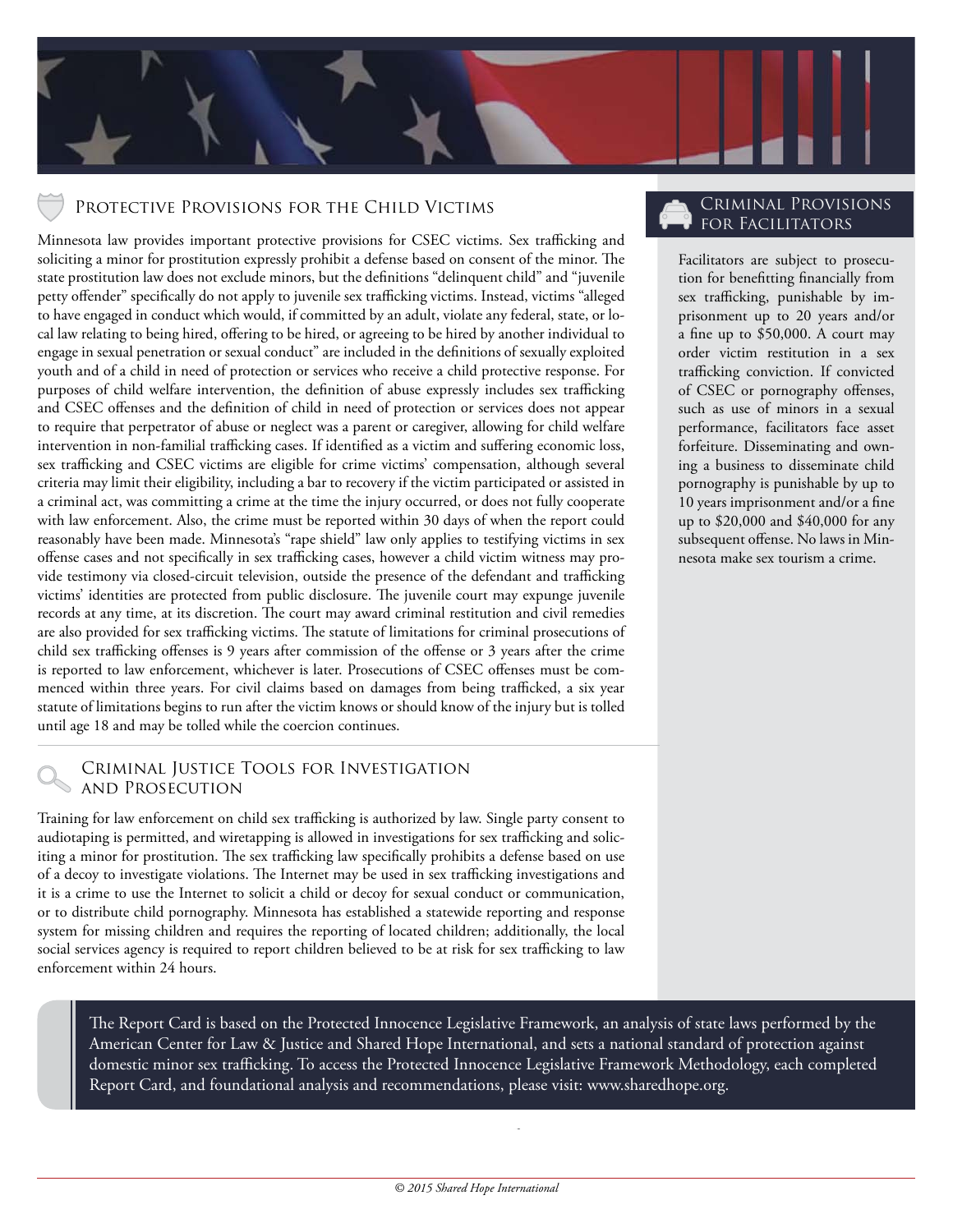## Protective Provisions for the Child Victims

Minnesota law provides important protective provisions for CSEC victims. Sex trafficking and soliciting a minor for prostitution expressly prohibit a defense based on consent of the minor. The state prostitution law does not exclude minors, but the definitions "delinquent child" and "juvenile petty offender" specifically do not apply to juvenile sex trafficking victims. Instead, victims "alleged to have engaged in conduct which would, if committed by an adult, violate any federal, state, or local law relating to being hired, offering to be hired, or agreeing to be hired by another individual to engage in sexual penetration or sexual conduct" are included in the definitions of sexually exploited youth and of a child in need of protection or services who receive a child protective response. For purposes of child welfare intervention, the definition of abuse expressly includes sex trafficking and CSEC offenses and the definition of child in need of protection or services does not appear to require that perpetrator of abuse or neglect was a parent or caregiver, allowing for child welfare intervention in non-familial trafficking cases. If identified as a victim and suffering economic loss, sex trafficking and CSEC victims are eligible for crime victims' compensation, although several criteria may limit their eligibility, including a bar to recovery if the victim participated or assisted in a criminal act, was committing a crime at the time the injury occurred, or does not fully cooperate with law enforcement. Also, the crime must be reported within 30 days of when the report could reasonably have been made. Minnesota's "rape shield" law only applies to testifying victims in sex offense cases and not specifically in sex trafficking cases, however a child victim witness may provide testimony via closed-circuit television, outside the presence of the defendant and trafficking victims' identities are protected from public disclosure. The juvenile court may expunge juvenile records at any time, at its discretion. The court may award criminal restitution and civil remedies are also provided for sex trafficking victims. The statute of limitations for criminal prosecutions of child sex trafficking offenses is 9 years after commission of the offense or 3 years after the crime is reported to law enforcement, whichever is later. Prosecutions of CSEC offenses must be commenced within three years. For civil claims based on damages from being trafficked, a six year statute of limitations begins to run after the victim knows or should know of the injury but is tolled until age 18 and may be tolled while the coercion continues.

## Criminal Justice Tools for Investigation and Prosecution

Training for law enforcement on child sex trafficking is authorized by law. Single party consent to audiotaping is permitted, and wiretapping is allowed in investigations for sex trafficking and soliciting a minor for prostitution. The sex trafficking law specifically prohibits a defense based on use of a decoy to investigate violations. The Internet may be used in sex trafficking investigations and it is a crime to use the Internet to solicit a child or decoy for sexual conduct or communication, or to distribute child pornography. Minnesota has established a statewide reporting and response system for missing children and requires the reporting of located children; additionally, the local social services agency is required to report children believed to be at risk for sex trafficking to law enforcement within 24 hours.

## Criminal Provisions for Facilitators

Facilitators are subject to prosecution for benefitting financially from sex trafficking, punishable by imprisonment up to 20 years and/or a fine up to $50,000. A court may order victim restitution in a sex trafficking conviction. If convicted of CSEC or pornography offenses, such as use of minors in a sexual performance, facilitators face asset forfeiture. Disseminating and owning a business to disseminate child pornography is punishable by up to 10 years imprisonment and/or a fine up to $20,000 and $40,000 for any subsequent offense. No laws in Minnesota make sex tourism a crime.

The Report Card is based on the Protected Innocence Legislative Framework, an analysis of state laws performed by the American Center for Law & Justice and Shared Hope International, and sets a national standard of protection against domestic minor sex trafficking. To access the Protected Innocence Legislative Framework Methodology, each completed Report Card, and foundational analysis and recommendations, please visit: www.sharedhope.org.

*© 2015 Shared Hope International*